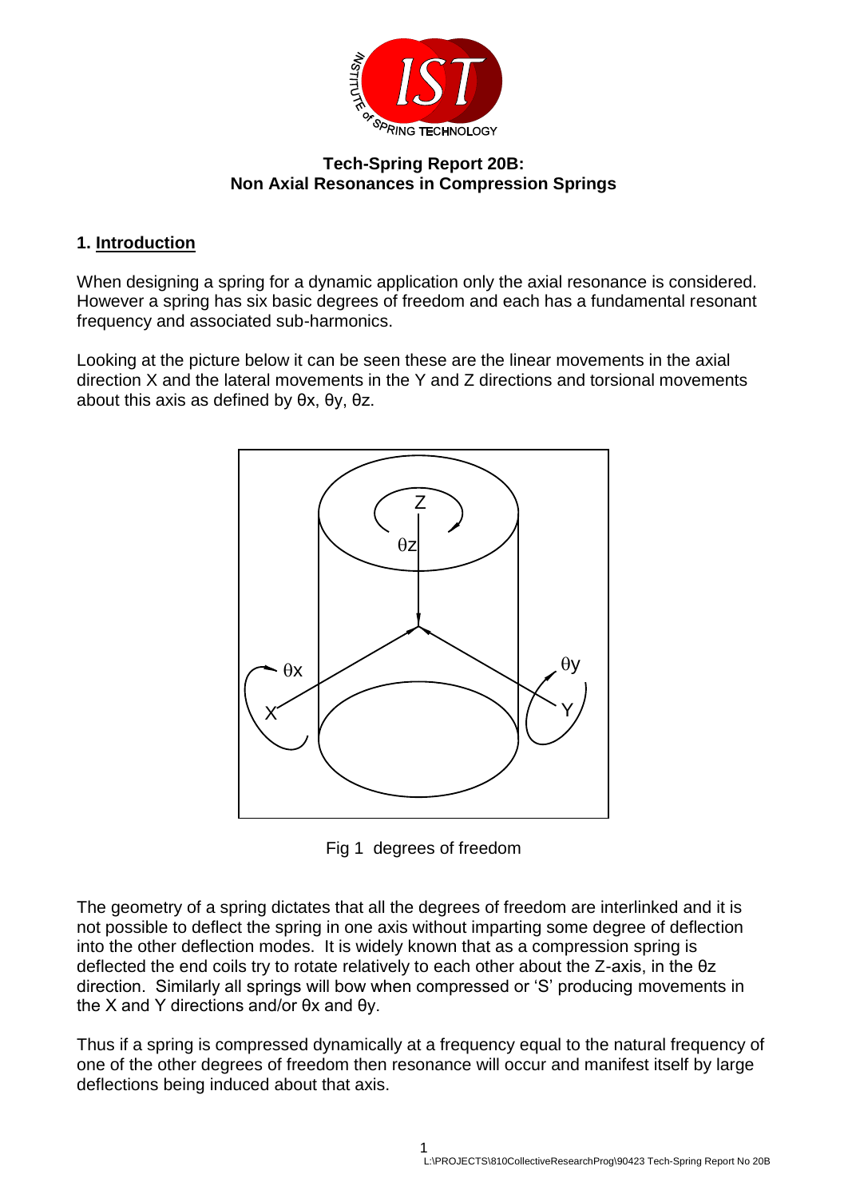**Tech-Spring Report 20B:**
**Non Axial Resonances in Compression Springs**

## 1. Introduction

When designing a spring for a dynamic application only the axial resonance is considered. However a spring has six basic degrees of freedom and each has a fundamental resonant frequency and associated sub-harmonics.

Looking at the picture below it can be seen these are the linear movements in the axial direction X and the lateral movements in the Y and Z directions and torsional movements about this axis as defined by θx, θy, θz.

Fig 1 degrees of freedom

The geometry of a spring dictates that all the degrees of freedom are interlinked and it is not possible to deflect the spring in one axis without imparting some degree of deflection into the other deflection modes. It is widely known that as a compression spring is deflected the end coils try to rotate relatively to each other about the Z-axis, in the θz direction. Similarly all springs will bow when compressed or 'S' producing movements in the X and Y directions and/or θx and θy.

Thus if a spring is compressed dynamically at a frequency equal to the natural frequency of one of the other degrees of freedom then resonance will occur and manifest itself by large deflections being induced about that axis.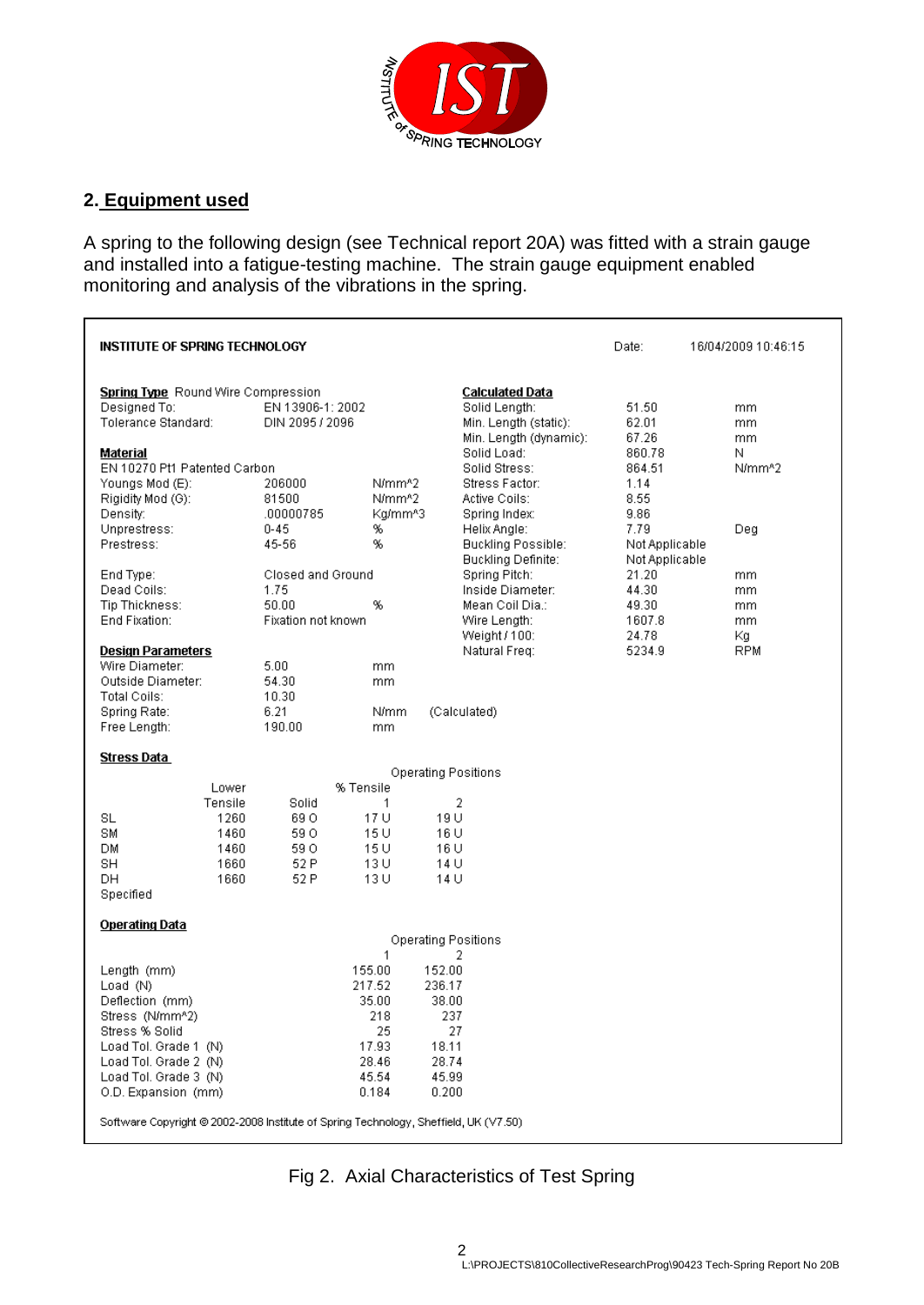## 2. Equipment used

A spring to the following design (see Technical report 20A) was fitted with a strain gauge and installed into a fatigue-testing machine. The strain gauge equipment enabled monitoring and analysis of the vibrations in the spring.

**INSTITUTE OF SPRING TECHNOLOGY** Date: 16/04/2009 10:46:15

**Spring Type** Round Wire Compression

| | | |
|---|---|---|
| Designed To: | EN 13906-1: 2002 | |
| Tolerance Standard: | DIN 2095 / 2096 | |

**Material**

EN 10270 Pt1 Patented Carbon

| | | |
|---|---|---|
| Youngs Mod (E): | 206000 | N/mm^2 |
| Rigidity Mod (G): | 81500 | N/mm^2 |
| Density: | .00000785 | Kg/mm^3 |
| Unprestress: | 0-45 | % |
| Prestress: | 45-56 | % |
| End Type: | Closed and Ground | |
| Dead Coils: | 1.75 | |
| Tip Thickness: | 50.00 | % |
| End Fixation: | Fixation not known | |

**Design Parameters**

| | | | |
|---|---|---|---|
| Wire Diameter: | 5.00 | mm | |
| Outside Diameter: | 54.30 | mm | |
| Total Coils: | 10.30 | | |
| Spring Rate: | 6.21 | N/mm | (Calculated) |
| Free Length: | 190.00 | mm | |

**Calculated Data**

| | | |
|---|---|---|
| Solid Length: | 51.50 | mm |
| Min. Length (static): | 62.01 | mm |
| Min. Length (dynamic): | 67.26 | mm |
| Solid Load: | 860.78 | N |
| Solid Stress: | 864.51 | N/mm^2 |
| Stress Factor: | 1.14 | |
| Active Coils: | 8.55 | |
| Spring Index: | 9.86 | |
| Helix Angle: | 7.79 | Deg |
| Buckling Possible: | Not Applicable | |
| Buckling Definite: | Not Applicable | |
| Spring Pitch: | 21.20 | mm |
| Inside Diameter: | 44.30 | mm |
| Mean Coil Dia.: | 49.30 | mm |
| Wire Length: | 1607.8 | mm |
| Weight / 100: | 24.78 | Kg |
| Natural Freq: | 5234.9 | RPM |

**Stress Data**

| | Lower | % Tensile | Operating Positions | |
|---|---|---|---|---|
| | Tensile | Solid | 1 | 2 |
| SL | 1260 | 69 O | 17 U | 19 U |
| SM | 1460 | 59 O | 15 U | 16 U |
| DM | 1460 | 59 O | 15 U | 16 U |
| SH | 1660 | 52 P | 13 U | 14 U |
| DH | 1660 | 52 P | 13 U | 14 U |
| Specified | | | | |

**Operating Data**

| | Operating Positions | |
|---|---|---|
| | 1 | 2 |
| Length (mm) | 155.00 | 152.00 |
| Load (N) | 217.52 | 236.17 |
| Deflection (mm) | 35.00 | 38.00 |
| Stress (N/mm^2) | 218 | 237 |
| Stress % Solid | 25 | 27 |
| Load Tol. Grade 1 (N) | 17.93 | 18.11 |
| Load Tol. Grade 2 (N) | 28.46 | 28.74 |
| Load Tol. Grade 3 (N) | 45.54 | 45.99 |
| O.D. Expansion (mm) | 0.184 | 0.200 |

Software Copyright © 2002-2008 Institute of Spring Technology, Sheffield, UK (V7.50)

Fig 2. Axial Characteristics of Test Spring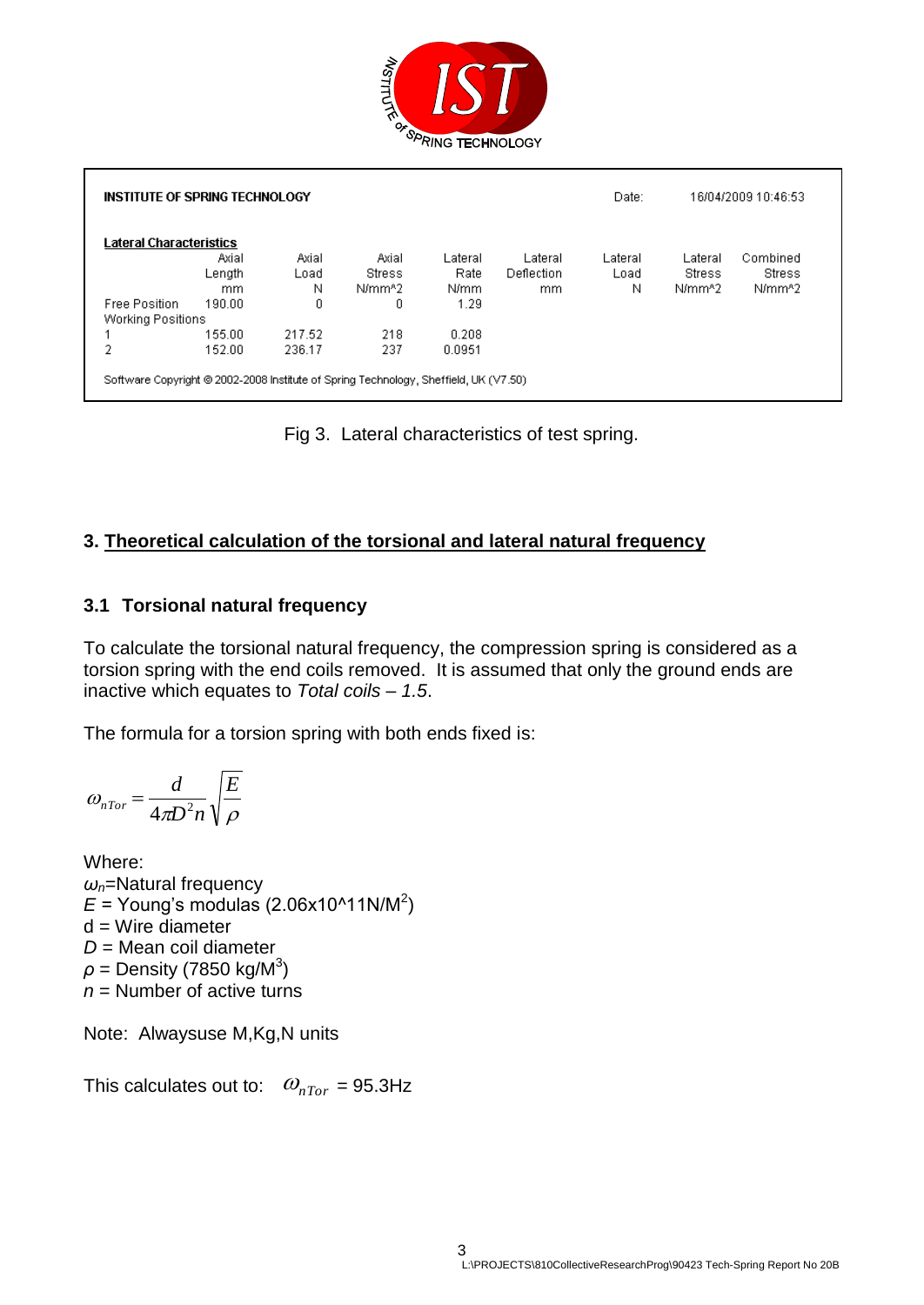| INSTITUTE OF SPRING TECHNOLOGY | | | | | | | Date: | 16/04/2009 10:46:53 |
|---|---|---|---|---|---|---|---|---|
| **Lateral Characteristics** | | | | | | | | |
| | Axial Length mm | Axial Load N | Axial Stress N/mm^2 | Lateral Rate N/mm | Lateral Deflection mm | Lateral Load N | Lateral Stress N/mm^2 | Combined Stress N/mm^2 |
| Free Position | 190.00 | 0 | 0 | 1.29 | | | | |
| Working Positions | | | | | | | | |
| 1 | 155.00 | 217.52 | 218 | 0.208 | | | | |
| 2 | 152.00 | 236.17 | 237 | 0.0951 | | | | |

Software Copyright © 2002-2008 Institute of Spring Technology, Sheffield, UK (V7.50)

Fig 3. Lateral characteristics of test spring.

## 3. Theoretical calculation of the torsional and lateral natural frequency

### 3.1 Torsional natural frequency

To calculate the torsional natural frequency, the compression spring is considered as a torsion spring with the end coils removed. It is assumed that only the ground ends are inactive which equates to *Total coils – 1.5*.

The formula for a torsion spring with both ends fixed is:

$$\omega_{nTor} = \frac{d}{4\pi D^2 n}\sqrt{\frac{E}{\rho}}$$

Where:
$\omega_n$=Natural frequency
$E$ = Young's modulas (2.06x10^11N/M$^2$)
d = Wire diameter
$D$ = Mean coil diameter
$\rho$ = Density (7850 kg/M$^3$)
$n$ = Number of active turns

Note: Alwaysuse M,Kg,N units

This calculates out to: $\omega_{nTor}$ = 95.3Hz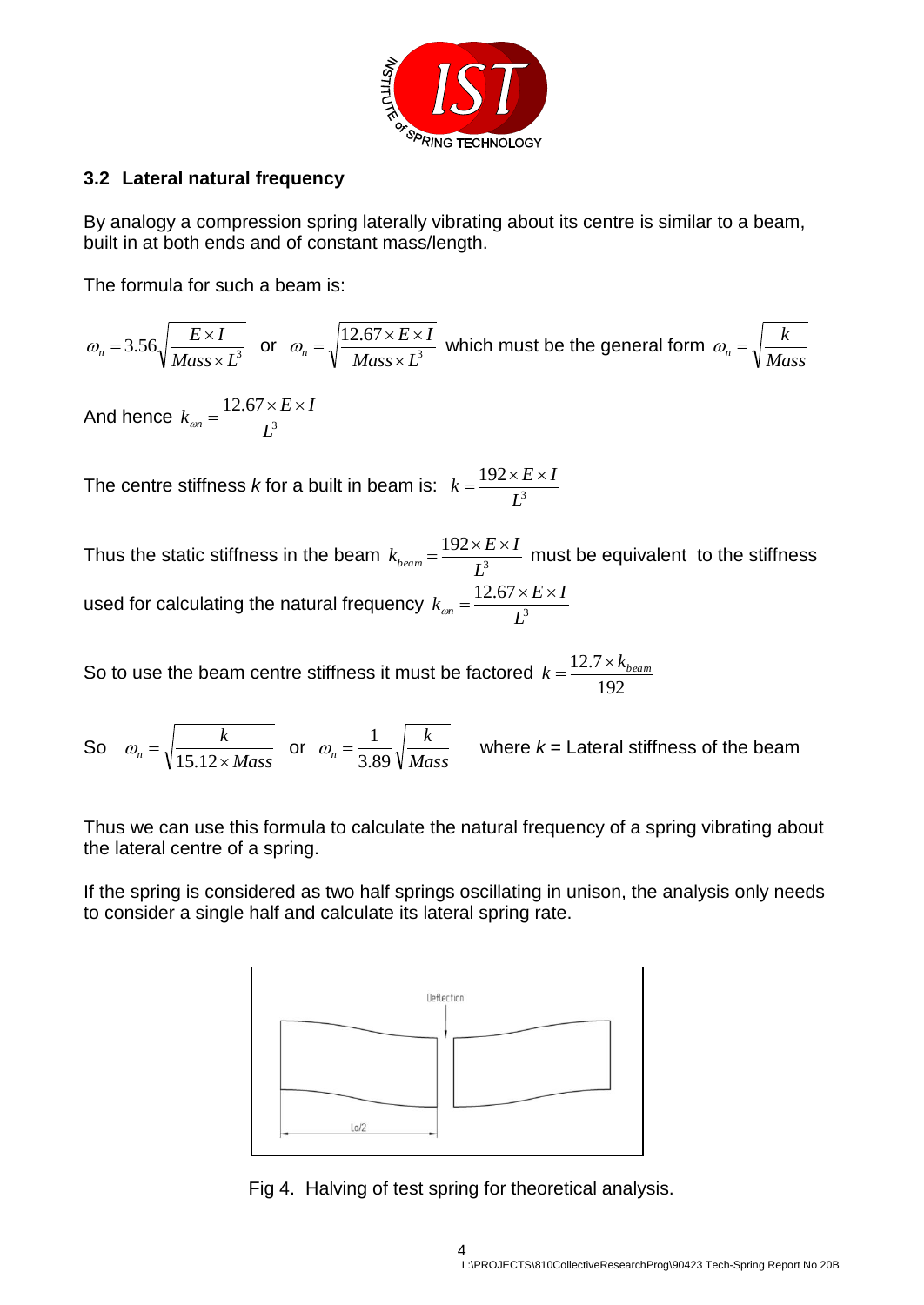### 3.2 Lateral natural frequency

By analogy a compression spring laterally vibrating about its centre is similar to a beam, built in at both ends and of constant mass/length.

The formula for such a beam is:

$$\omega_n = 3.56\sqrt{\frac{E \times I}{Mass \times L^3}} \quad \text{or} \quad \omega_n = \sqrt{\frac{12.67 \times E \times I}{Mass \times L^3}} \quad \text{which must be the general form} \quad \omega_n = \sqrt{\frac{k}{Mass}}$$

And hence $k_{\omega n} = \dfrac{12.67 \times E \times I}{L^3}$

The centre stiffness *k* for a built in beam is: $k = \dfrac{192 \times E \times I}{L^3}$

Thus the static stiffness in the beam $k_{beam} = \dfrac{192 \times E \times I}{L^3}$ must be equivalent to the stiffness used for calculating the natural frequency $k_{\omega n} = \dfrac{12.67 \times E \times I}{L^3}$

So to use the beam centre stiffness it must be factored $k = \dfrac{12.7 \times k_{beam}}{192}$

So $\omega_n = \sqrt{\dfrac{k}{15.12 \times Mass}}$ or $\omega_n = \dfrac{1}{3.89}\sqrt{\dfrac{k}{Mass}}$ where *k* = Lateral stiffness of the beam

Thus we can use this formula to calculate the natural frequency of a spring vibrating about the lateral centre of a spring.

If the spring is considered as two half springs oscillating in unison, the analysis only needs to consider a single half and calculate its lateral spring rate.

Fig 4. Halving of test spring for theoretical analysis.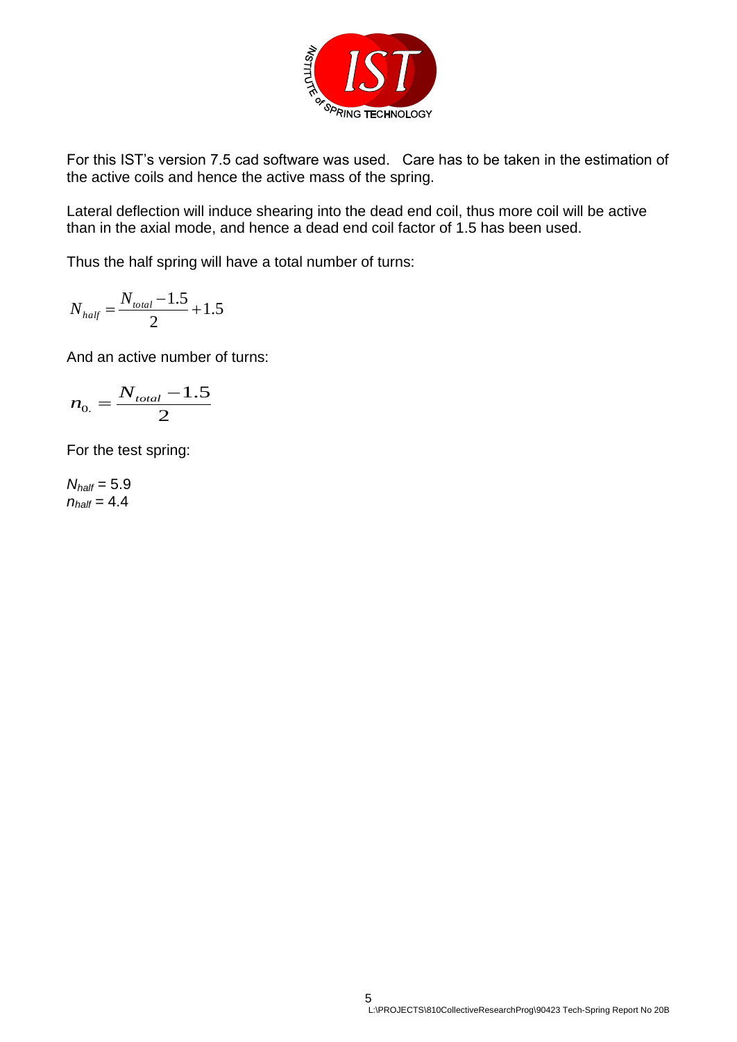For this IST's version 7.5 cad software was used. Care has to be taken in the estimation of the active coils and hence the active mass of the spring.

Lateral deflection will induce shearing into the dead end coil, thus more coil will be active than in the axial mode, and hence a dead end coil factor of 1.5 has been used.

Thus the half spring will have a total number of turns:

$$N_{half} = \frac{N_{total} - 1.5}{2} + 1.5$$

And an active number of turns:

$$n_{0.} = \frac{N_{total} - 1.5}{2}$$

For the test spring:

$N_{half}$ = 5.9
$n_{half}$ = 4.4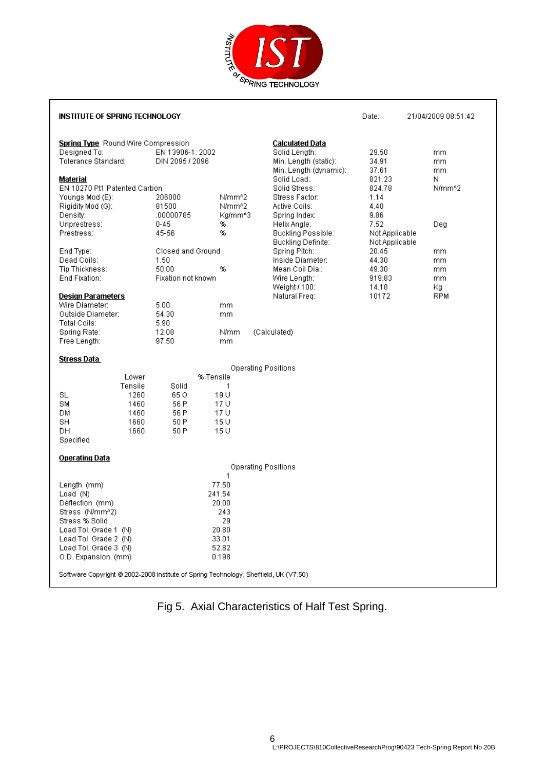**INSTITUTE OF SPRING TECHNOLOGY** Date: 21/04/2009 08:51:42

**Spring Type** Round Wire Compression

| | | |
|---|---|---|
| Designed To: | EN 13906-1: 2002 | |
| Tolerance Standard: | DIN 2095 / 2096 | |

**Material**

EN 10270 Pt1 Patented Carbon

| | | |
|---|---|---|
| Youngs Mod (E): | 206000 | N/mm^2 |
| Rigidity Mod (G): | 81500 | N/mm^2 |
| Density: | .00000785 | Kg/mm^3 |
| Unprestress: | 0-45 | % |
| Prestress: | 45-56 | % |
| End Type: | Closed and Ground | |
| Dead Coils: | 1.50 | |
| Tip Thickness: | 50.00 | % |
| End Fixation: | Fixation not known | |

**Design Parameters**

| | | | |
|---|---|---|---|
| Wire Diameter: | 5.00 | mm | |
| Outside Diameter: | 54.30 | mm | |
| Total Coils: | 5.90 | | |
| Spring Rate: | 12.08 | N/mm | (Calculated) |
| Free Length: | 97.50 | mm | |

**Calculated Data**

| | | |
|---|---|---|
| Solid Length: | 29.50 | mm |
| Min. Length (static): | 34.91 | mm |
| Min. Length (dynamic): | 37.61 | mm |
| Solid Load: | 821.23 | N |
| Solid Stress: | 824.78 | N/mm^2 |
| Stress Factor: | 1.14 | |
| Active Coils: | 4.40 | |
| Spring Index: | 9.86 | |
| Helix Angle: | 7.52 | Deg |
| Buckling Possible: | Not Applicable | |
| Buckling Definite: | Not Applicable | |
| Spring Pitch: | 20.45 | mm |
| Inside Diameter: | 44.30 | mm |
| Mean Coil Dia.: | 49.30 | mm |
| Wire Length: | 919.83 | mm |
| Weight / 100: | 14.18 | Kg |
| Natural Freq: | 10172 | RPM |

**Stress Data**

| | Lower Tensile | Solid | % Tensile Operating Positions 1 |
|---|---|---|---|
| SL | 1260 | 65 O | 19 U |
| SM | 1460 | 56 P | 17 U |
| DM | 1460 | 56 P | 17 U |
| SH | 1660 | 50 P | 15 U |
| DH | 1660 | 50 P | 15 U |
| Specified | | | |

**Operating Data**

| | Operating Positions 1 |
|---|---|
| Length (mm) | 77.50 |
| Load (N) | 241.54 |
| Deflection (mm) | 20.00 |
| Stress (N/mm^2) | 243 |
| Stress % Solid | 29 |
| Load Tol. Grade 1 (N) | 20.80 |
| Load Tol. Grade 2 (N) | 33.01 |
| Load Tol. Grade 3 (N) | 52.82 |
| O.D. Expansion (mm) | 0.198 |

Software Copyright © 2002-2008 Institute of Spring Technology, Sheffield, UK (V7.50)

Fig 5. Axial Characteristics of Half Test Spring.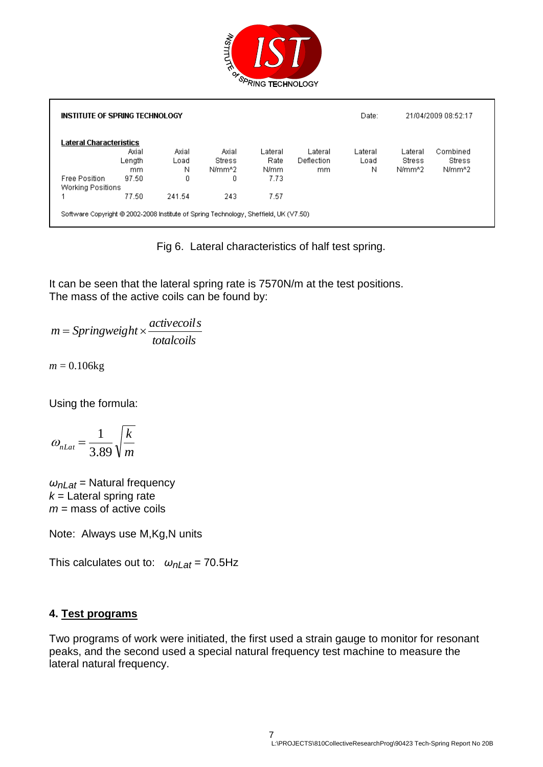| INSTITUTE OF SPRING TECHNOLOGY | | | | | | | | Date: 21/04/2009 08:52:17 |
|---|---|---|---|---|---|---|---|---|
| **Lateral Characteristics** | Axial Length mm | Axial Load N | Axial Stress N/mm^2 | Lateral Rate N/mm | Lateral Deflection mm | Lateral Load N | Lateral Stress N/mm^2 | Combined Stress N/mm^2 |
| Free Position | 97.50 | 0 | 0 | 7.73 | | | | |
| Working Positions | | | | | | | | |
| 1 | 77.50 | 241.54 | 243 | 7.57 | | | | |

Software Copyright © 2002-2008 Institute of Spring Technology, Sheffield, UK (V7.50)

Fig 6. Lateral characteristics of half test spring.

It can be seen that the lateral spring rate is 7570N/m at the test positions.
The mass of the active coils can be found by:

$$m = Springweight \times \frac{activecoils}{totalcoils}$$

$$m = 0.106\text{kg}$$

Using the formula:

$$\omega_{nLat} = \frac{1}{3.89}\sqrt{\frac{k}{m}}$$

$\omega_{nLat}$ = Natural frequency
$k$ = Lateral spring rate
$m$ = mass of active coils

Note: Always use M,Kg,N units

This calculates out to: $\omega_{nLat}$ = 70.5Hz

## 4. Test programs

Two programs of work were initiated, the first used a strain gauge to monitor for resonant peaks, and the second used a special natural frequency test machine to measure the lateral natural frequency.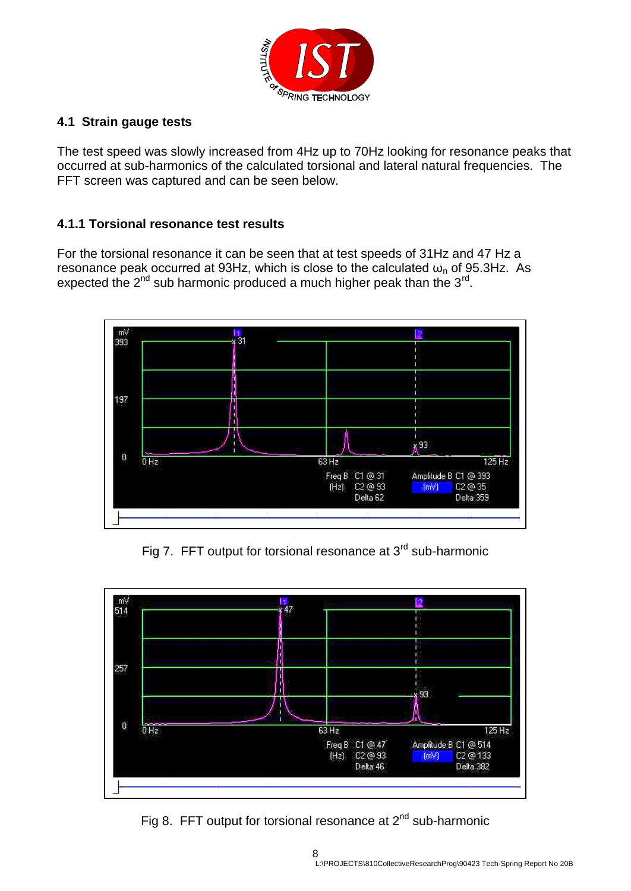## 4.1 Strain gauge tests

The test speed was slowly increased from 4Hz up to 70Hz looking for resonance peaks that occurred at sub-harmonics of the calculated torsional and lateral natural frequencies. The FFT screen was captured and can be seen below.

### 4.1.1 Torsional resonance test results

For the torsional resonance it can be seen that at test speeds of 31Hz and 47 Hz a resonance peak occurred at 93Hz, which is close to the calculated $\omega_n$ of 95.3Hz. As expected the 2nd sub harmonic produced a much higher peak than the 3rd.

Fig 7. FFT output for torsional resonance at 3rd sub-harmonic

Fig 8. FFT output for torsional resonance at 2nd sub-harmonic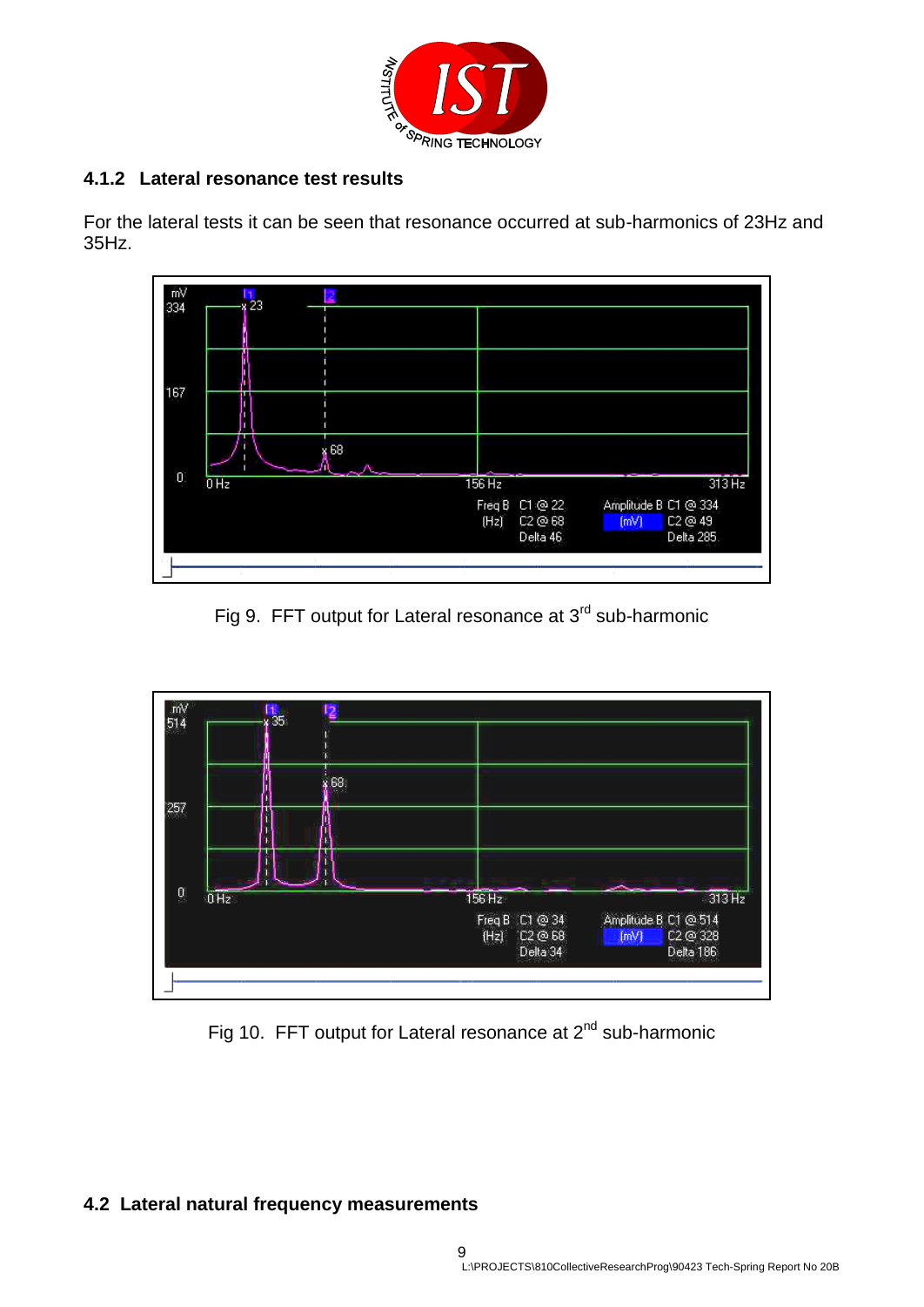### 4.1.2 Lateral resonance test results

For the lateral tests it can be seen that resonance occurred at sub-harmonics of 23Hz and 35Hz.

Fig 9. FFT output for Lateral resonance at 3rd sub-harmonic

Fig 10. FFT output for Lateral resonance at 2nd sub-harmonic

## 4.2 Lateral natural frequency measurements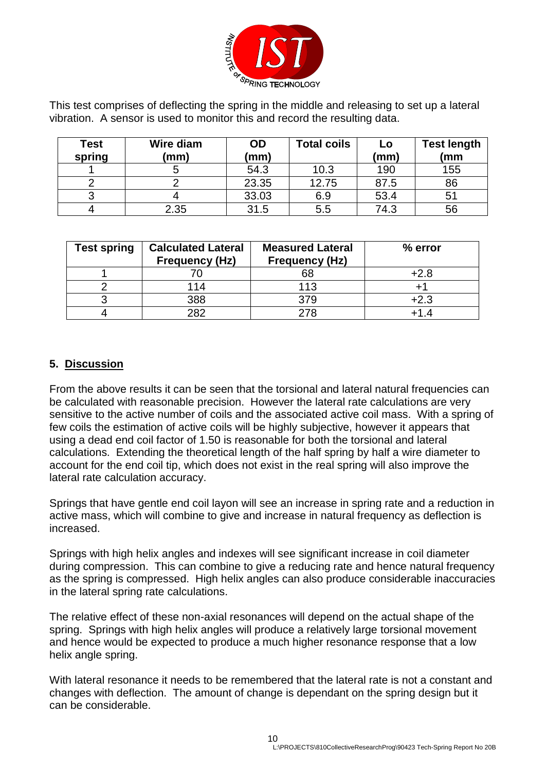This test comprises of deflecting the spring in the middle and releasing to set up a lateral vibration. A sensor is used to monitor this and record the resulting data.

| Test spring | Wire diam (mm) | OD (mm) | Total coils | Lo (mm) | Test length (mm |
|---|---|---|---|---|---|
| 1 | 5 | 54.3 | 10.3 | 190 | 155 |
| 2 | 2 | 23.35 | 12.75 | 87.5 | 86 |
| 3 | 4 | 33.03 | 6.9 | 53.4 | 51 |
| 4 | 2.35 | 31.5 | 5.5 | 74.3 | 56 |

| Test spring | Calculated Lateral Frequency (Hz) | Measured Lateral Frequency (Hz) | % error |
|---|---|---|---|
| 1 | 70 | 68 | +2.8 |
| 2 | 114 | 113 | +1 |
| 3 | 388 | 379 | +2.3 |
| 4 | 282 | 278 | +1.4 |

## 5. Discussion

From the above results it can be seen that the torsional and lateral natural frequencies can be calculated with reasonable precision. However the lateral rate calculations are very sensitive to the active number of coils and the associated active coil mass. With a spring of few coils the estimation of active coils will be highly subjective, however it appears that using a dead end coil factor of 1.50 is reasonable for both the torsional and lateral calculations. Extending the theoretical length of the half spring by half a wire diameter to account for the end coil tip, which does not exist in the real spring will also improve the lateral rate calculation accuracy.

Springs that have gentle end coil layon will see an increase in spring rate and a reduction in active mass, which will combine to give and increase in natural frequency as deflection is increased.

Springs with high helix angles and indexes will see significant increase in coil diameter during compression. This can combine to give a reducing rate and hence natural frequency as the spring is compressed. High helix angles can also produce considerable inaccuracies in the lateral spring rate calculations.

The relative effect of these non-axial resonances will depend on the actual shape of the spring. Springs with high helix angles will produce a relatively large torsional movement and hence would be expected to produce a much higher resonance response that a low helix angle spring.

With lateral resonance it needs to be remembered that the lateral rate is not a constant and changes with deflection. The amount of change is dependant on the spring design but it can be considerable.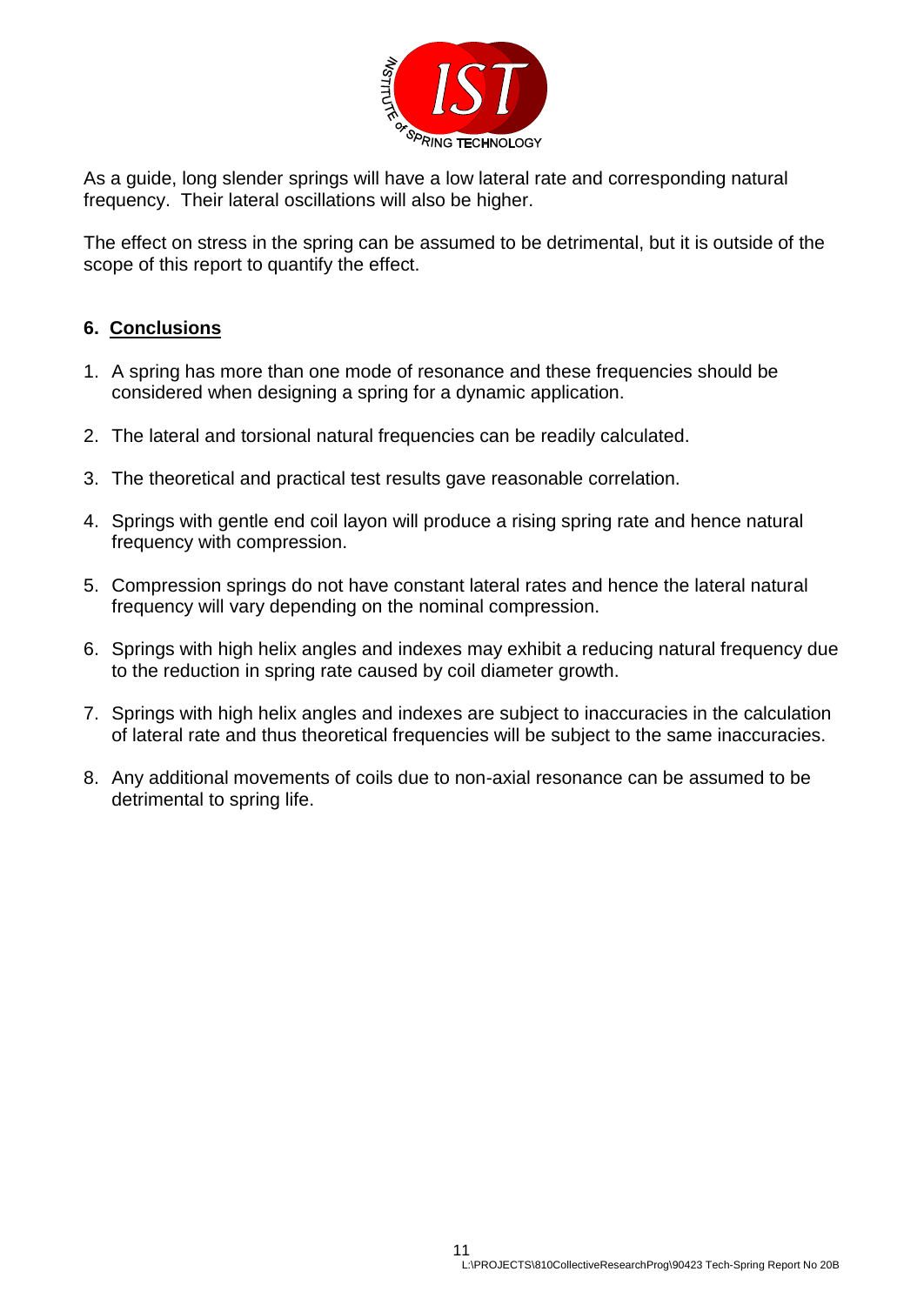As a guide, long slender springs will have a low lateral rate and corresponding natural frequency. Their lateral oscillations will also be higher.

The effect on stress in the spring can be assumed to be detrimental, but it is outside of the scope of this report to quantify the effect.

## 6. Conclusions

1. A spring has more than one mode of resonance and these frequencies should be considered when designing a spring for a dynamic application.
2. The lateral and torsional natural frequencies can be readily calculated.
3. The theoretical and practical test results gave reasonable correlation.
4. Springs with gentle end coil layon will produce a rising spring rate and hence natural frequency with compression.
5. Compression springs do not have constant lateral rates and hence the lateral natural frequency will vary depending on the nominal compression.
6. Springs with high helix angles and indexes may exhibit a reducing natural frequency due to the reduction in spring rate caused by coil diameter growth.
7. Springs with high helix angles and indexes are subject to inaccuracies in the calculation of lateral rate and thus theoretical frequencies will be subject to the same inaccuracies.
8. Any additional movements of coils due to non-axial resonance can be assumed to be detrimental to spring life.